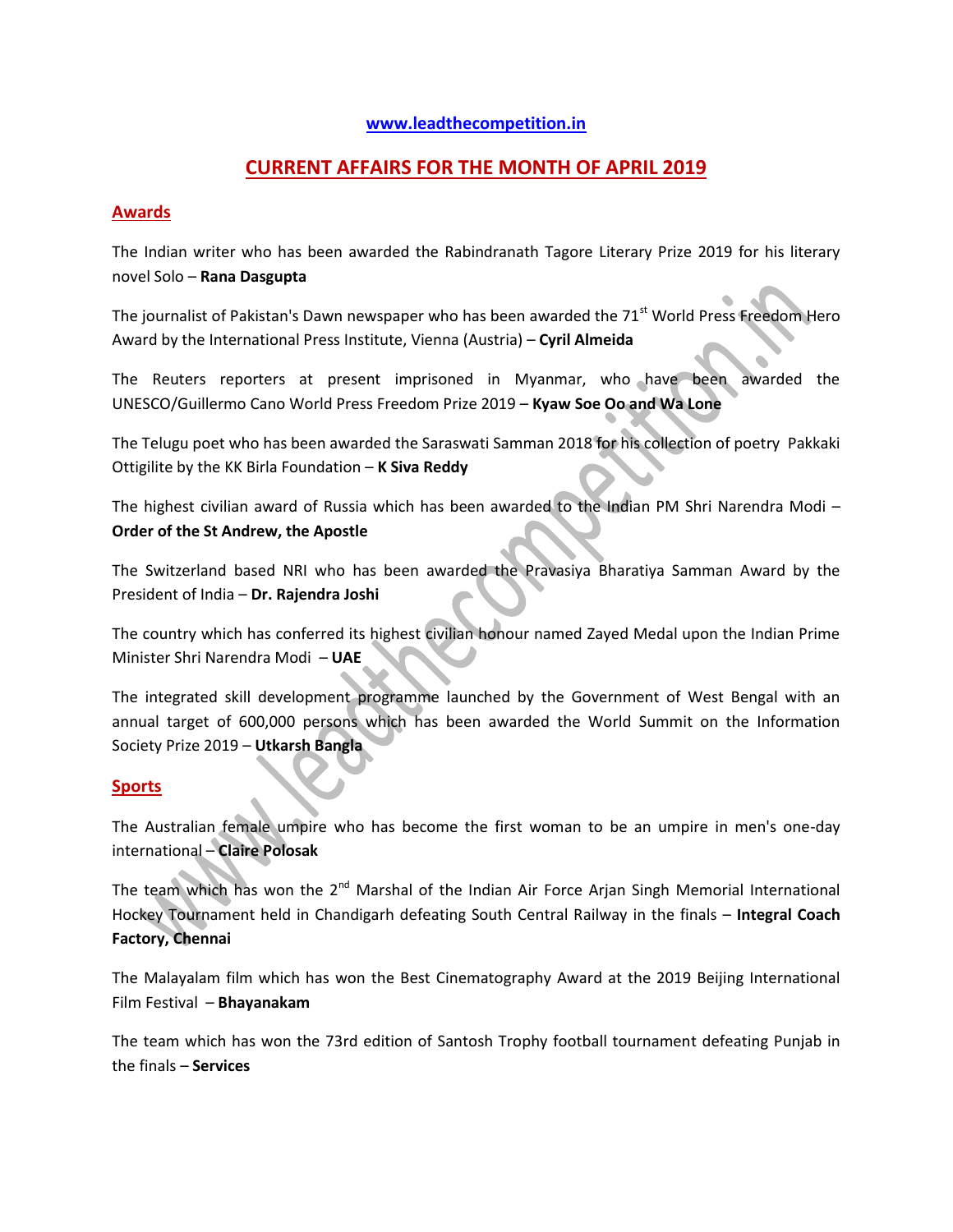www.leadthecompetition.in

# CURRENT AFFAIRS FOR THE MONTH OF APRIL 2019

## Awards

The Indian writer who has been awarded the Rabindranath Tagore Literary Prize 2019 for his literary novel Solo – **Rana Dasgupta**

The journalist of Pakistan's Dawn newspaper who has been awarded the 71st World Press Freedom Hero Award by the International Press Institute, Vienna (Austria) – **Cyril Almeida**

The Reuters reporters at present imprisoned in Myanmar, who have been awarded the UNESCO/Guillermo Cano World Press Freedom Prize 2019 – **Kyaw Soe Oo and Wa Lone**

The Telugu poet who has been awarded the Saraswati Samman 2018 for his collection of poetry Pakkaki Ottigilite by the KK Birla Foundation – **K Siva Reddy**

The highest civilian award of Russia which has been awarded to the Indian PM Shri Narendra Modi – **Order of the St Andrew, the Apostle**

The Switzerland based NRI who has been awarded the Pravasiya Bharatiya Samman Award by the President of India – **Dr. Rajendra Joshi**

The country which has conferred its highest civilian honour named Zayed Medal upon the Indian Prime Minister Shri Narendra Modi – **UAE**

The integrated skill development programme launched by the Government of West Bengal with an annual target of 600,000 persons which has been awarded the World Summit on the Information Society Prize 2019 – **Utkarsh Bangla**

## Sports

The Australian female umpire who has become the first woman to be an umpire in men's one-day international – **Claire Polosak**

The team which has won the 2nd Marshal of the Indian Air Force Arjan Singh Memorial International Hockey Tournament held in Chandigarh defeating South Central Railway in the finals – **Integral Coach Factory, Chennai**

The Malayalam film which has won the Best Cinematography Award at the 2019 Beijing International Film Festival – **Bhayanakam**

The team which has won the 73rd edition of Santosh Trophy football tournament defeating Punjab in the finals – **Services**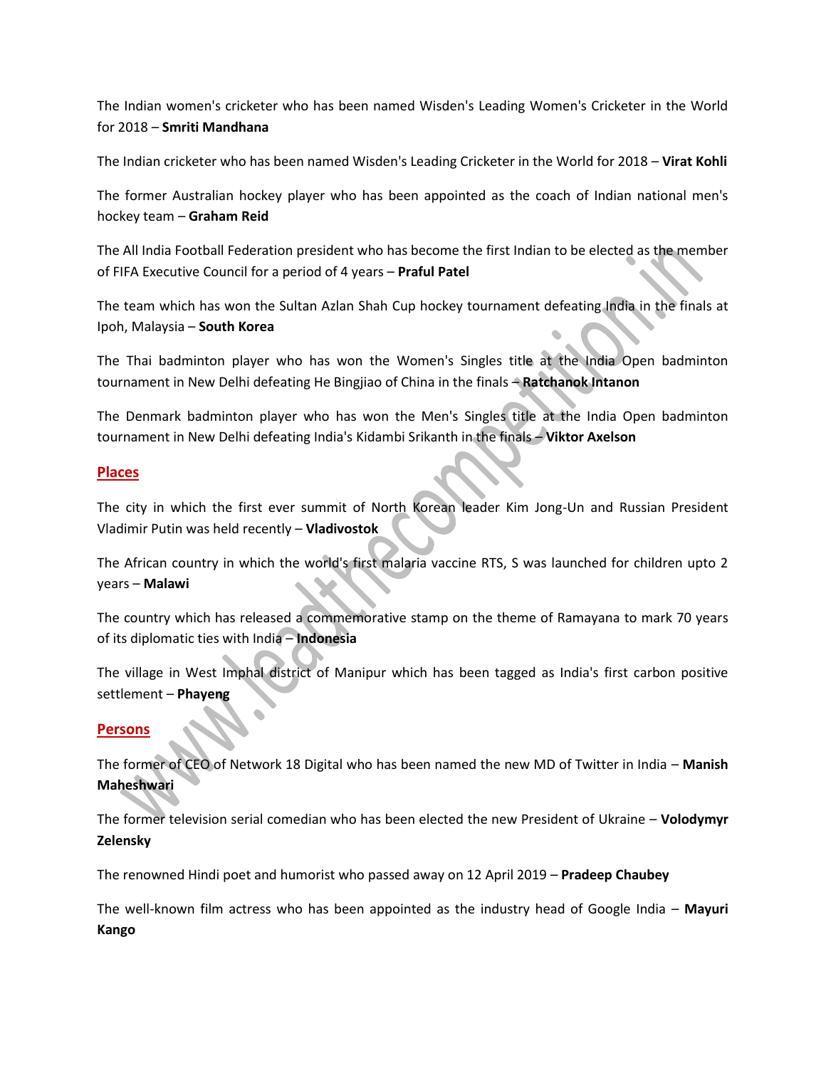The Indian women's cricketer who has been named Wisden's Leading Women's Cricketer in the World for 2018 – **Smriti Mandhana**

The Indian cricketer who has been named Wisden's Leading Cricketer in the World for 2018 – **Virat Kohli**

The former Australian hockey player who has been appointed as the coach of Indian national men's hockey team – **Graham Reid**

The All India Football Federation president who has become the first Indian to be elected as the member of FIFA Executive Council for a period of 4 years – **Praful Patel**

The team which has won the Sultan Azlan Shah Cup hockey tournament defeating India in the finals at Ipoh, Malaysia – **South Korea**

The Thai badminton player who has won the Women's Singles title at the India Open badminton tournament in New Delhi defeating He Bingjiao of China in the finals – **Ratchanok Intanon**

The Denmark badminton player who has won the Men's Singles title at the India Open badminton tournament in New Delhi defeating India's Kidambi Srikanth in the finals – **Viktor Axelson**

## Places

The city in which the first ever summit of North Korean leader Kim Jong-Un and Russian President Vladimir Putin was held recently – **Vladivostok**

The African country in which the world's first malaria vaccine RTS, S was launched for children upto 2 years – **Malawi**

The country which has released a commemorative stamp on the theme of Ramayana to mark 70 years of its diplomatic ties with India – **Indonesia**

The village in West Imphal district of Manipur which has been tagged as India's first carbon positive settlement – **Phayeng**

## Persons

The former of CEO of Network 18 Digital who has been named the new MD of Twitter in India – **Manish Maheshwari**

The former television serial comedian who has been elected the new President of Ukraine – **Volodymyr Zelensky**

The renowned Hindi poet and humorist who passed away on 12 April 2019 – **Pradeep Chaubey**

The well-known film actress who has been appointed as the industry head of Google India – **Mayuri Kango**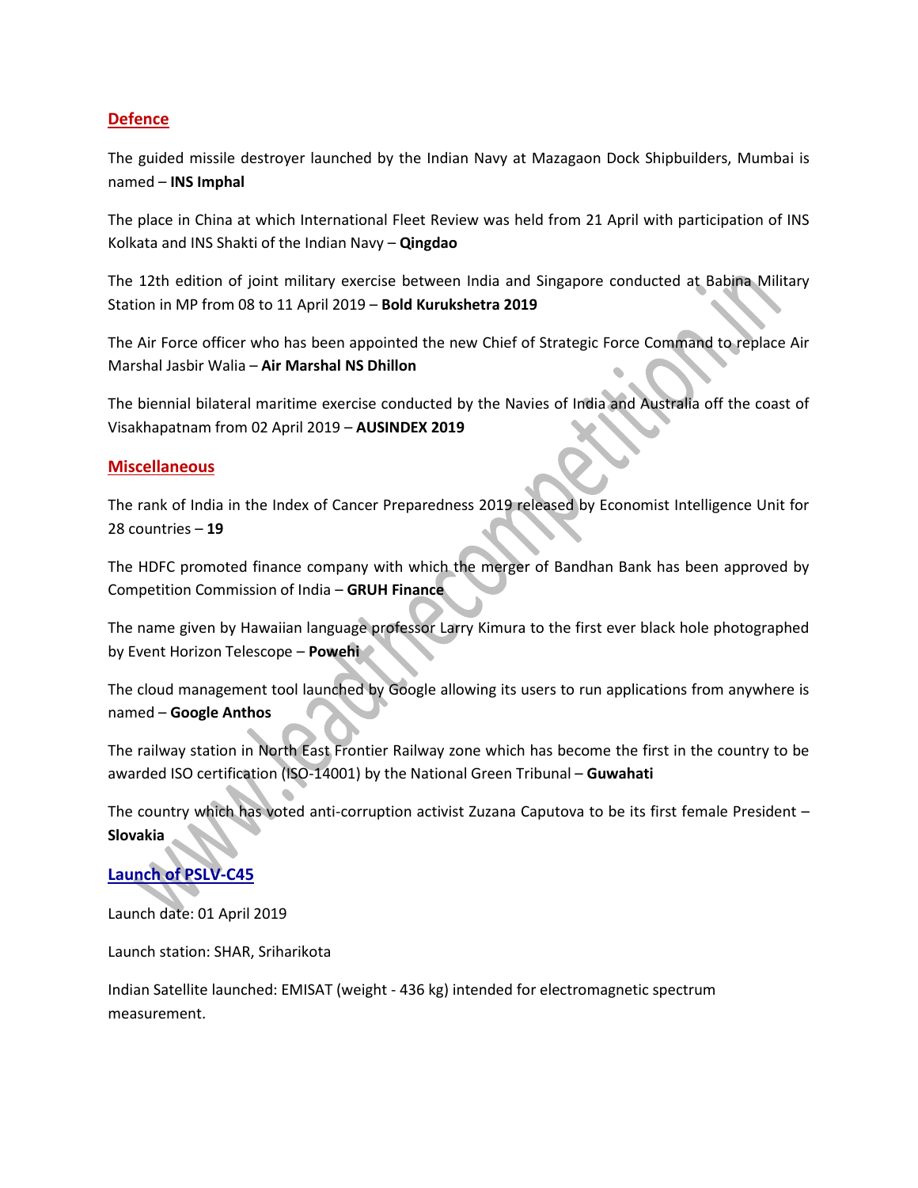## Defence

The guided missile destroyer launched by the Indian Navy at Mazagaon Dock Shipbuilders, Mumbai is named – **INS Imphal**

The place in China at which International Fleet Review was held from 21 April with participation of INS Kolkata and INS Shakti of the Indian Navy – **Qingdao**

The 12th edition of joint military exercise between India and Singapore conducted at Babina Military Station in MP from 08 to 11 April 2019 – **Bold Kurukshetra 2019**

The Air Force officer who has been appointed the new Chief of Strategic Force Command to replace Air Marshal Jasbir Walia – **Air Marshal NS Dhillon**

The biennial bilateral maritime exercise conducted by the Navies of India and Australia off the coast of Visakhapatnam from 02 April 2019 – **AUSINDEX 2019**

## Miscellaneous

The rank of India in the Index of Cancer Preparedness 2019 released by Economist Intelligence Unit for 28 countries – **19**

The HDFC promoted finance company with which the merger of Bandhan Bank has been approved by Competition Commission of India – **GRUH Finance**

The name given by Hawaiian language professor Larry Kimura to the first ever black hole photographed by Event Horizon Telescope – **Powehi**

The cloud management tool launched by Google allowing its users to run applications from anywhere is named – **Google Anthos**

The railway station in North East Frontier Railway zone which has become the first in the country to be awarded ISO certification (ISO-14001) by the National Green Tribunal – **Guwahati**

The country which has voted anti-corruption activist Zuzana Caputova to be its first female President – **Slovakia**

## Launch of PSLV-C45

Launch date: 01 April 2019

Launch station: SHAR, Sriharikota

Indian Satellite launched: EMISAT (weight - 436 kg) intended for electromagnetic spectrum measurement.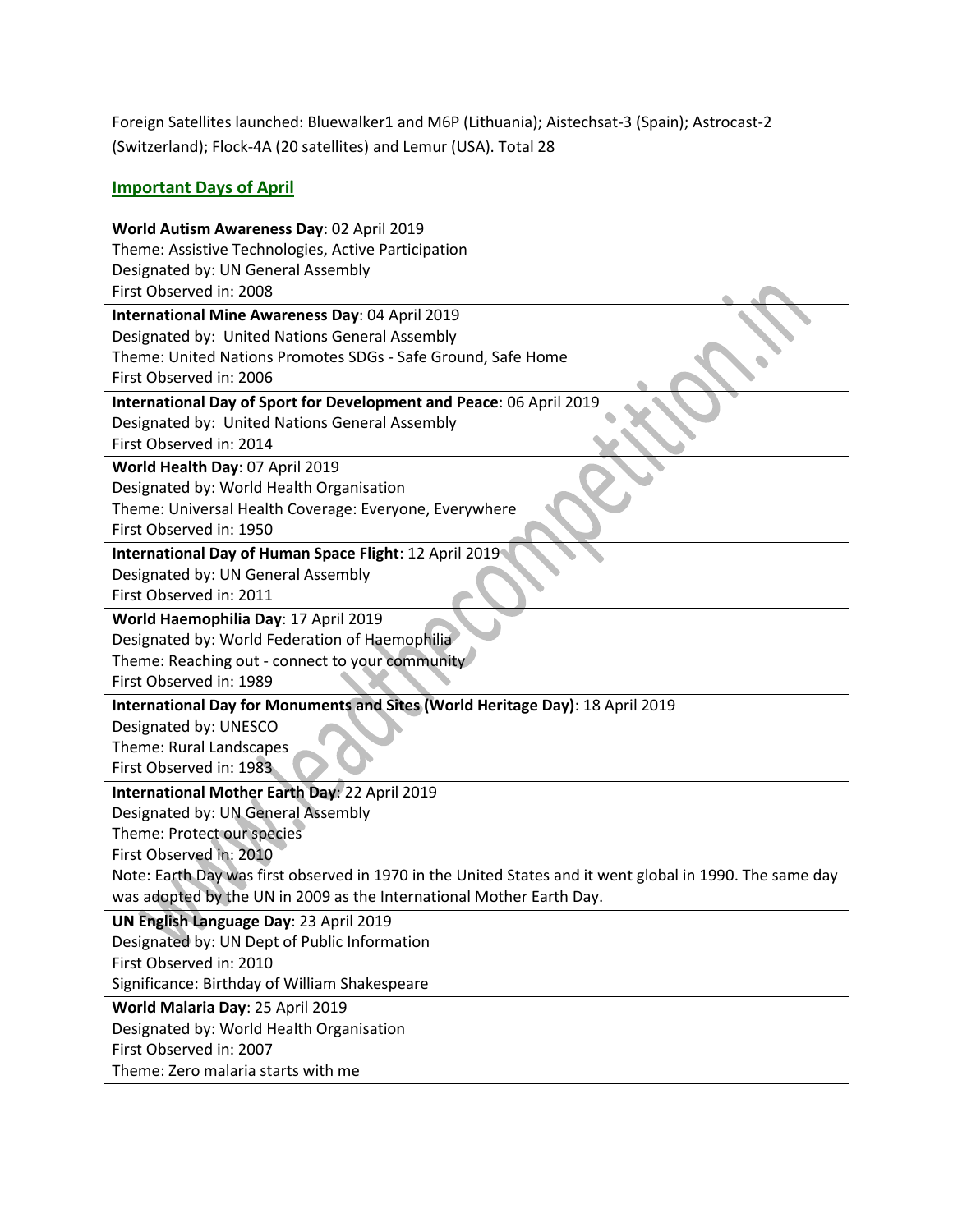Foreign Satellites launched: Bluewalker1 and M6P (Lithuania); Aistechsat-3 (Spain); Astrocast-2 (Switzerland); Flock-4A (20 satellites) and Lemur (USA). Total 28

## Important Days of April

| **World Autism Awareness Day**: 02 April 2019<br>Theme: Assistive Technologies, Active Participation<br>Designated by: UN General Assembly<br>First Observed in: 2008 |
|---|
| **International Mine Awareness Day**: 04 April 2019<br>Designated by: United Nations General Assembly<br>Theme: United Nations Promotes SDGs - Safe Ground, Safe Home<br>First Observed in: 2006 |
| **International Day of Sport for Development and Peace**: 06 April 2019<br>Designated by: United Nations General Assembly<br>First Observed in: 2014 |
| **World Health Day**: 07 April 2019<br>Designated by: World Health Organisation<br>Theme: Universal Health Coverage: Everyone, Everywhere<br>First Observed in: 1950 |
| **International Day of Human Space Flight**: 12 April 2019<br>Designated by: UN General Assembly<br>First Observed in: 2011 |
| **World Haemophilia Day**: 17 April 2019<br>Designated by: World Federation of Haemophilia<br>Theme: Reaching out - connect to your community<br>First Observed in: 1989 |
| **International Day for Monuments and Sites (World Heritage Day)**: 18 April 2019<br>Designated by: UNESCO<br>Theme: Rural Landscapes<br>First Observed in: 1983 |
| **International Mother Earth Day**: 22 April 2019<br>Designated by: UN General Assembly<br>Theme: Protect our species<br>First Observed in: 2010<br>Note: Earth Day was first observed in 1970 in the United States and it went global in 1990. The same day was adopted by the UN in 2009 as the International Mother Earth Day. |
| **UN English Language Day**: 23 April 2019<br>Designated by: UN Dept of Public Information<br>First Observed in: 2010<br>Significance: Birthday of William Shakespeare |
| **World Malaria Day**: 25 April 2019<br>Designated by: World Health Organisation<br>First Observed in: 2007<br>Theme: Zero malaria starts with me |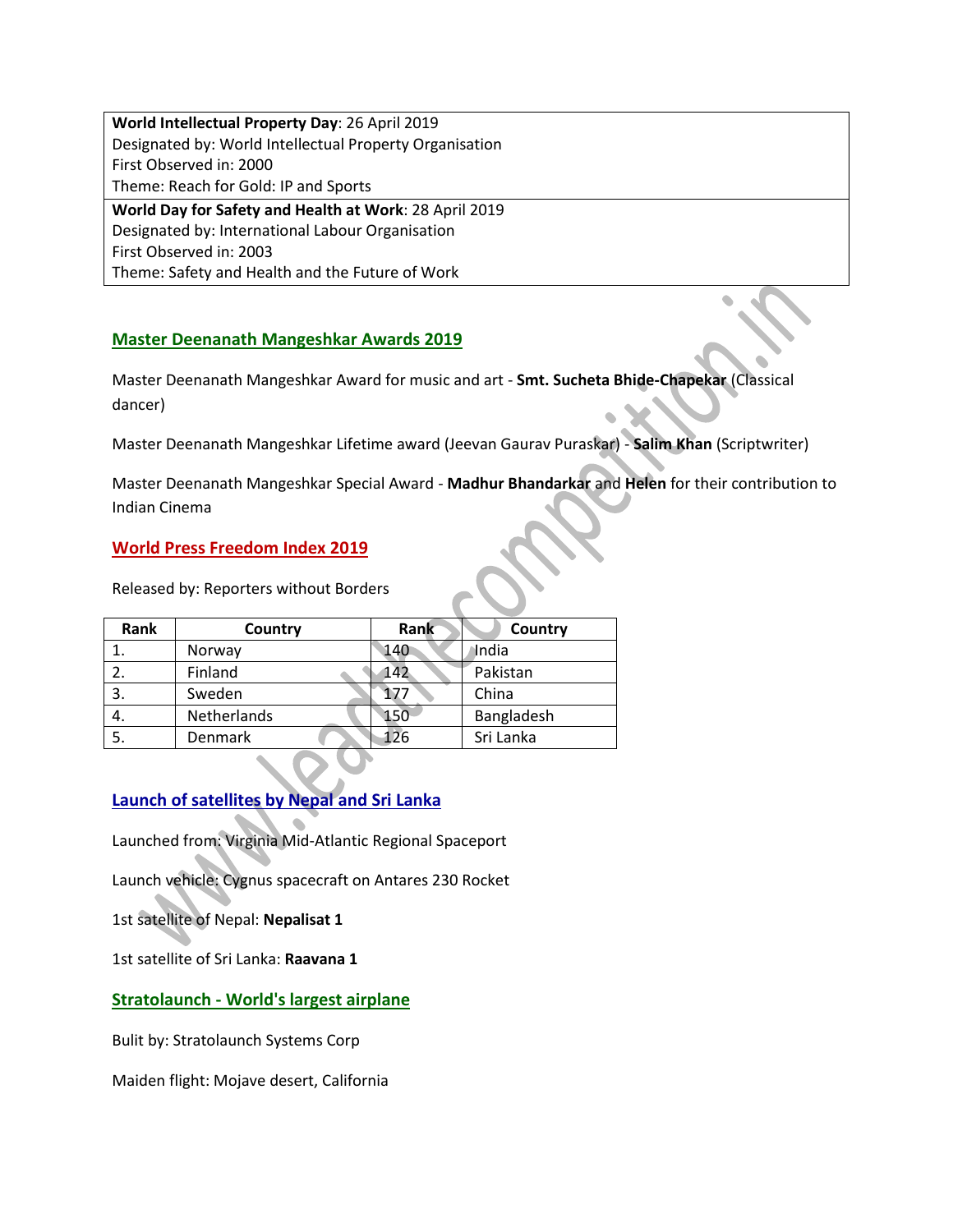| **World Intellectual Property Day**: 26 April 2019<br>Designated by: World Intellectual Property Organisation<br>First Observed in: 2000<br>Theme: Reach for Gold: IP and Sports |
| --- |
| **World Day for Safety and Health at Work**: 28 April 2019<br>Designated by: International Labour Organisation<br>First Observed in: 2003<br>Theme: Safety and Health and the Future of Work |

## Master Deenanath Mangeshkar Awards 2019

Master Deenanath Mangeshkar Award for music and art - **Smt. Sucheta Bhide-Chapekar** (Classical dancer)

Master Deenanath Mangeshkar Lifetime award (Jeevan Gaurav Puraskar) - **Salim Khan** (Scriptwriter)

Master Deenanath Mangeshkar Special Award - **Madhur Bhandarkar** and **Helen** for their contribution to Indian Cinema

## World Press Freedom Index 2019

Released by: Reporters without Borders

| Rank | Country | Rank | Country |
| --- | --- | --- | --- |
| 1. | Norway | 140 | India |
| 2. | Finland | 142 | Pakistan |
| 3. | Sweden | 177 | China |
| 4. | Netherlands | 150 | Bangladesh |
| 5. | Denmark | 126 | Sri Lanka |

## Launch of satellites by Nepal and Sri Lanka

Launched from: Virginia Mid-Atlantic Regional Spaceport

Launch vehicle: Cygnus spacecraft on Antares 230 Rocket

1st satellite of Nepal: **Nepalisat 1**

1st satellite of Sri Lanka: **Raavana 1**

## Stratolaunch - World's largest airplane

Bulit by: Stratolaunch Systems Corp

Maiden flight: Mojave desert, California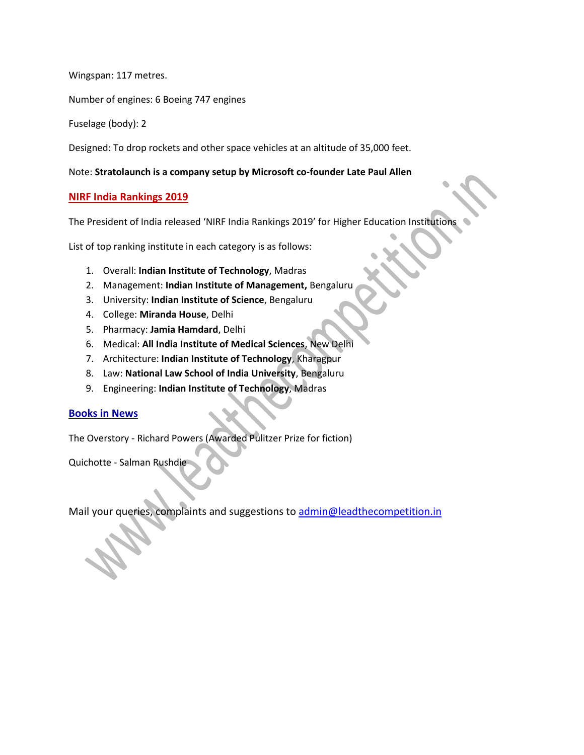Wingspan: 117 metres.

Number of engines: 6 Boeing 747 engines

Fuselage (body): 2

Designed: To drop rockets and other space vehicles at an altitude of 35,000 feet.

Note: **Stratolaunch is a company setup by Microsoft co-founder Late Paul Allen**

## NIRF India Rankings 2019

The President of India released 'NIRF India Rankings 2019' for Higher Education Institutions

List of top ranking institute in each category is as follows:

1. Overall: **Indian Institute of Technology**, Madras
2. Management: **Indian Institute of Management,** Bengaluru
3. University: **Indian Institute of Science**, Bengaluru
4. College: **Miranda House**, Delhi
5. Pharmacy: **Jamia Hamdard**, Delhi
6. Medical: **All India Institute of Medical Sciences**, New Delhi
7. Architecture: **Indian Institute of Technology**, Kharagpur
8. Law: **National Law School of India University**, Bengaluru
9. Engineering: **Indian Institute of Technology**, Madras

## Books in News

The Overstory - Richard Powers (Awarded Pulitzer Prize for fiction)

Quichotte - Salman Rushdie

Mail your queries, complaints and suggestions to admin@leadthecompetition.in